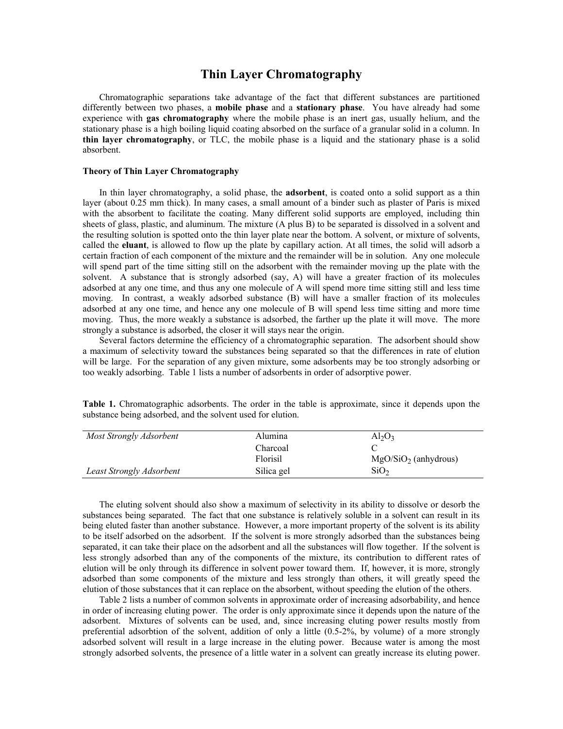# Thin Layer Chromatography

Chromatographic separations take advantage of the fact that different substances are partitioned differently between two phases, a **mobile phase** and a **stationary phase**. You have already had some experience with **gas chromatography** where the mobile phase is an inert gas, usually helium, and the stationary phase is a high boiling liquid coating absorbed on the surface of a granular solid in a column. In **thin layer chromatography**, or TLC, the mobile phase is a liquid and the stationary phase is a solid absorbent.

### Theory of Thin Layer Chromatography

In thin layer chromatography, a solid phase, the **adsorbent**, is coated onto a solid support as a thin layer (about 0.25 mm thick). In many cases, a small amount of a binder such as plaster of Paris is mixed with the absorbent to facilitate the coating. Many different solid supports are employed, including thin sheets of glass, plastic, and aluminum. The mixture (A plus B) to be separated is dissolved in a solvent and the resulting solution is spotted onto the thin layer plate near the bottom. A solvent, or mixture of solvents, called the **eluant**, is allowed to flow up the plate by capillary action. At all times, the solid will adsorb a certain fraction of each component of the mixture and the remainder will be in solution. Any one molecule will spend part of the time sitting still on the adsorbent with the remainder moving up the plate with the solvent. A substance that is strongly adsorbed (say, A) will have a greater fraction of its molecules adsorbed at any one time, and thus any one molecule of A will spend more time sitting still and less time moving. In contrast, a weakly adsorbed substance (B) will have a smaller fraction of its molecules adsorbed at any one time, and hence any one molecule of B will spend less time sitting and more time moving. Thus, the more weakly a substance is adsorbed, the farther up the plate it will move. The more strongly a substance is adsorbed, the closer it will stays near the origin.

Several factors determine the efficiency of a chromatographic separation. The adsorbent should show a maximum of selectivity toward the substances being separated so that the differences in rate of elution will be large. For the separation of any given mixture, some adsorbents may be too strongly adsorbing or too weakly adsorbing. Table 1 lists a number of adsorbents in order of adsorptive power.

**Table 1.** Chromatographic adsorbents. The order in the table is approximate, since it depends upon the substance being adsorbed, and the solvent used for elution.

| | | |
|---|---|---|
| *Most Strongly Adsorbent* | Alumina | $Al_2O_3$ |
| | Charcoal | C |
| | Florisil | $MgO/SiO_2$ (anhydrous) |
| *Least Strongly Adsorbent* | Silica gel | $SiO_2$ |

The eluting solvent should also show a maximum of selectivity in its ability to dissolve or desorb the substances being separated. The fact that one substance is relatively soluble in a solvent can result in its being eluted faster than another substance. However, a more important property of the solvent is its ability to be itself adsorbed on the adsorbent. If the solvent is more strongly adsorbed than the substances being separated, it can take their place on the adsorbent and all the substances will flow together. If the solvent is less strongly adsorbed than any of the components of the mixture, its contribution to different rates of elution will be only through its difference in solvent power toward them. If, however, it is more, strongly adsorbed than some components of the mixture and less strongly than others, it will greatly speed the elution of those substances that it can replace on the absorbent, without speeding the elution of the others.

Table 2 lists a number of common solvents in approximate order of increasing adsorbability, and hence in order of increasing eluting power. The order is only approximate since it depends upon the nature of the adsorbent. Mixtures of solvents can be used, and, since increasing eluting power results mostly from preferential adsorbtion of the solvent, addition of only a little (0.5-2%, by volume) of a more strongly adsorbed solvent will result in a large increase in the eluting power. Because water is among the most strongly adsorbed solvents, the presence of a little water in a solvent can greatly increase its eluting power.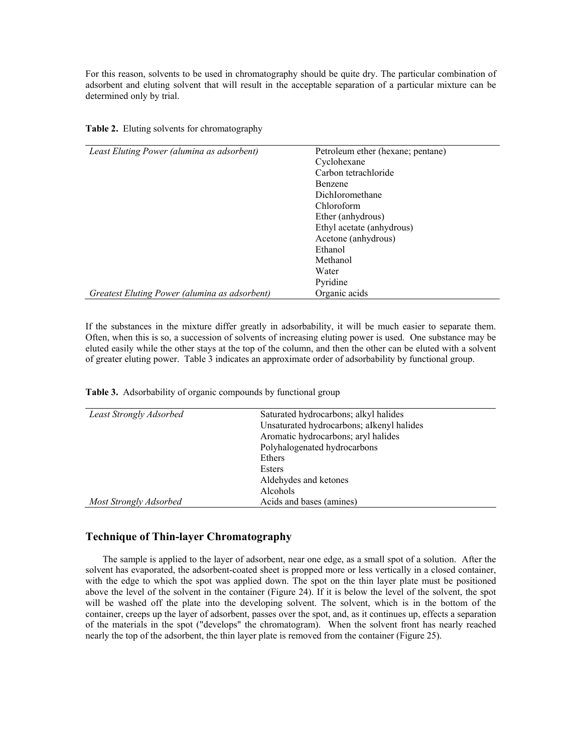For this reason, solvents to be used in chromatography should be quite dry. The particular combination of adsorbent and eluting solvent that will result in the acceptable separation of a particular mixture can be determined only by trial.

**Table 2.** Eluting solvents for chromatography

| | |
|---|---|
| *Least Eluting Power (alumina as adsorbent)* | Petroleum ether (hexane; pentane) |
| | Cyclohexane |
| | Carbon tetrachloride |
| | Benzene |
| | Dichloromethane |
| | Chloroform |
| | Ether (anhydrous) |
| | Ethyl acetate (anhydrous) |
| | Acetone (anhydrous) |
| | Ethanol |
| | Methanol |
| | Water |
| | Pyridine |
| *Greatest Eluting Power (alumina as adsorbent)* | Organic acids |

If the substances in the mixture differ greatly in adsorbability, it will be much easier to separate them. Often, when this is so, a succession of solvents of increasing eluting power is used. One substance may be eluted easily while the other stays at the top of the column, and then the other can be eluted with a solvent of greater eluting power. Table 3 indicates an approximate order of adsorbability by functional group.

**Table 3.** Adsorbability of organic compounds by functional group

| | |
|---|---|
| *Least Strongly Adsorbed* | Saturated hydrocarbons; alkyl halides |
| | Unsaturated hydrocarbons; alkenyl halides |
| | Aromatic hydrocarbons; aryl halides |
| | Polyhalogenated hydrocarbons |
| | Ethers |
| | Esters |
| | Aldehydes and ketones |
| | Alcohols |
| *Most Strongly Adsorbed* | Acids and bases (amines) |

## Technique of Thin-layer Chromatography

The sample is applied to the layer of adsorbent, near one edge, as a small spot of a solution. After the solvent has evaporated, the adsorbent-coated sheet is propped more or less vertically in a closed container, with the edge to which the spot was applied down. The spot on the thin layer plate must be positioned above the level of the solvent in the container (Figure 24). If it is below the level of the solvent, the spot will be washed off the plate into the developing solvent. The solvent, which is in the bottom of the container, creeps up the layer of adsorbent, passes over the spot, and, as it continues up, effects a separation of the materials in the spot ("develops" the chromatogram). When the solvent front has nearly reached nearly the top of the adsorbent, the thin layer plate is removed from the container (Figure 25).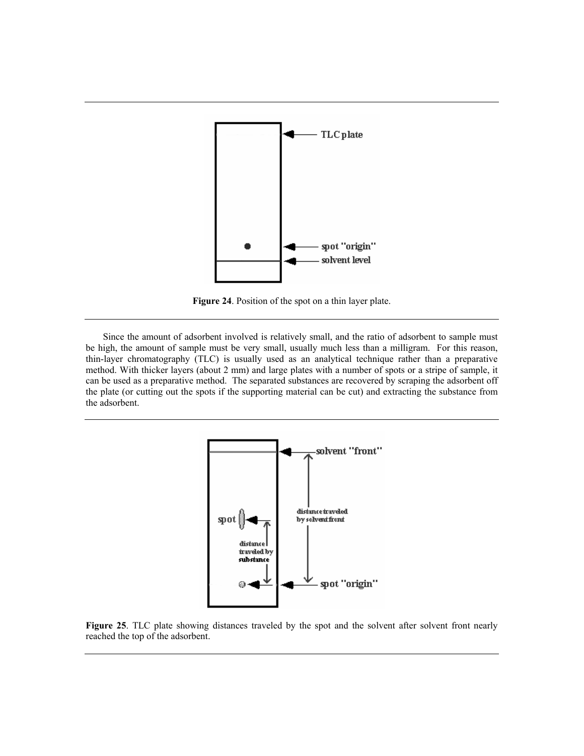**Figure 24**. Position of the spot on a thin layer plate.

Since the amount of adsorbent involved is relatively small, and the ratio of adsorbent to sample must be high, the amount of sample must be very small, usually much less than a milligram. For this reason, thin-layer chromatography (TLC) is usually used as an analytical technique rather than a preparative method. With thicker layers (about 2 mm) and large plates with a number of spots or a stripe of sample, it can be used as a preparative method. The separated substances are recovered by scraping the adsorbent off the plate (or cutting out the spots if the supporting material can be cut) and extracting the substance from the adsorbent.

**Figure 25**. TLC plate showing distances traveled by the spot and the solvent after solvent front nearly reached the top of the adsorbent.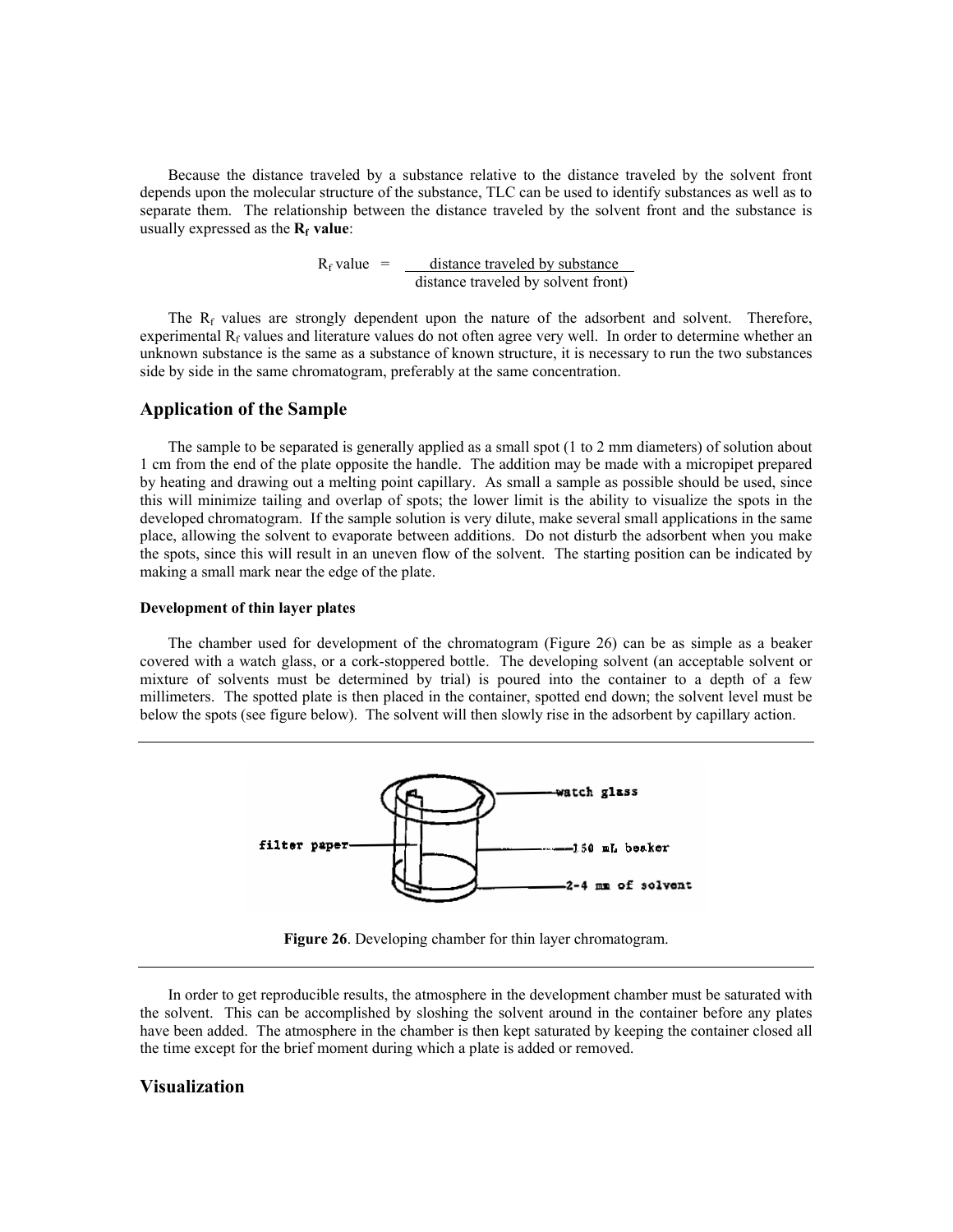Because the distance traveled by a substance relative to the distance traveled by the solvent front depends upon the molecular structure of the substance, TLC can be used to identify substances as well as to separate them. The relationship between the distance traveled by the solvent front and the substance is usually expressed as the **$R_f$ value**:

$$R_f \text{ value} = \frac{\text{distance traveled by substance}}{\text{distance traveled by solvent front)}}$$

The $R_f$ values are strongly dependent upon the nature of the adsorbent and solvent. Therefore, experimental $R_f$ values and literature values do not often agree very well. In order to determine whether an unknown substance is the same as a substance of known structure, it is necessary to run the two substances side by side in the same chromatogram, preferably at the same concentration.

## Application of the Sample

The sample to be separated is generally applied as a small spot (1 to 2 mm diameters) of solution about 1 cm from the end of the plate opposite the handle. The addition may be made with a micropipet prepared by heating and drawing out a melting point capillary. As small a sample as possible should be used, since this will minimize tailing and overlap of spots; the lower limit is the ability to visualize the spots in the developed chromatogram. If the sample solution is very dilute, make several small applications in the same place, allowing the solvent to evaporate between additions. Do not disturb the adsorbent when you make the spots, since this will result in an uneven flow of the solvent. The starting position can be indicated by making a small mark near the edge of the plate.

#### Development of thin layer plates

The chamber used for development of the chromatogram (Figure 26) can be as simple as a beaker covered with a watch glass, or a cork-stoppered bottle. The developing solvent (an acceptable solvent or mixture of solvents must be determined by trial) is poured into the container to a depth of a few millimeters. The spotted plate is then placed in the container, spotted end down; the solvent level must be below the spots (see figure below). The solvent will then slowly rise in the adsorbent by capillary action.

watch glass

filter paper

150 mL beaker

2-4 mm of solvent

**Figure 26**. Developing chamber for thin layer chromatogram.

In order to get reproducible results, the atmosphere in the development chamber must be saturated with the solvent. This can be accomplished by sloshing the solvent around in the container before any plates have been added. The atmosphere in the chamber is then kept saturated by keeping the container closed all the time except for the brief moment during which a plate is added or removed.

## Visualization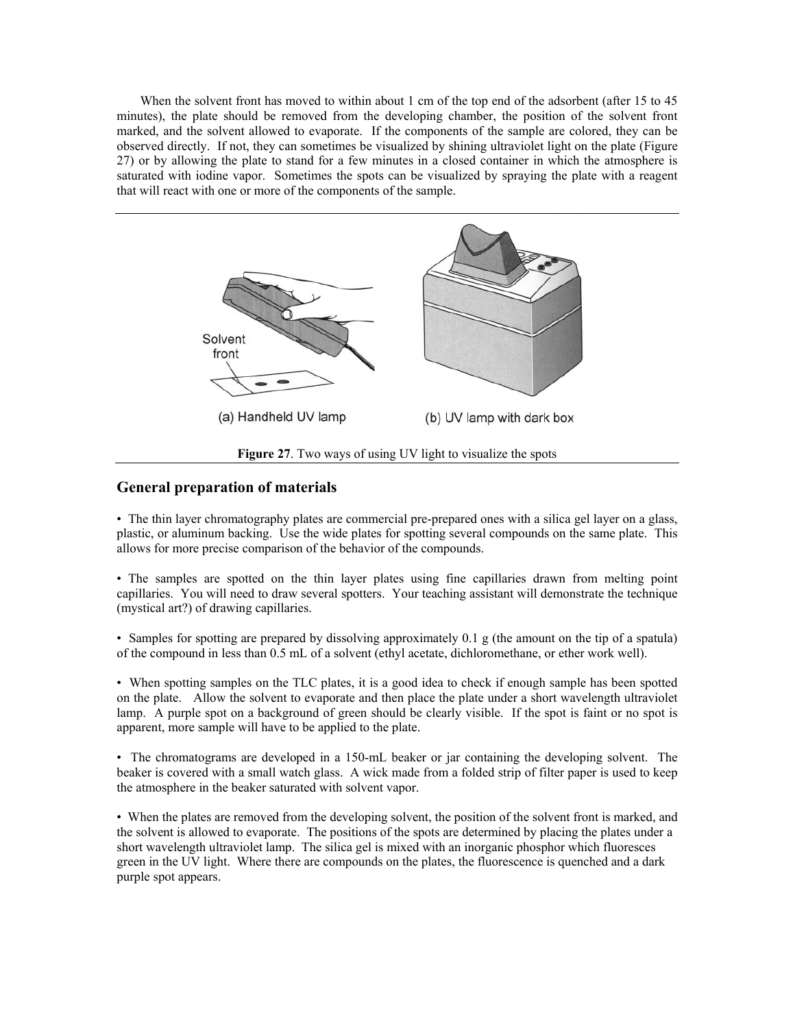When the solvent front has moved to within about 1 cm of the top end of the adsorbent (after 15 to 45 minutes), the plate should be removed from the developing chamber, the position of the solvent front marked, and the solvent allowed to evaporate. If the components of the sample are colored, they can be observed directly. If not, they can sometimes be visualized by shining ultraviolet light on the plate (Figure 27) or by allowing the plate to stand for a few minutes in a closed container in which the atmosphere is saturated with iodine vapor. Sometimes the spots can be visualized by spraying the plate with a reagent that will react with one or more of the components of the sample.

Solvent front

(a) Handheld UV lamp

(b) UV lamp with dark box

**Figure 27**. Two ways of using UV light to visualize the spots

## General preparation of materials

- The thin layer chromatography plates are commercial pre-prepared ones with a silica gel layer on a glass, plastic, or aluminum backing. Use the wide plates for spotting several compounds on the same plate. This allows for more precise comparison of the behavior of the compounds.

- The samples are spotted on the thin layer plates using fine capillaries drawn from melting point capillaries. You will need to draw several spotters. Your teaching assistant will demonstrate the technique (mystical art?) of drawing capillaries.

- Samples for spotting are prepared by dissolving approximately 0.1 g (the amount on the tip of a spatula) of the compound in less than 0.5 mL of a solvent (ethyl acetate, dichloromethane, or ether work well).

- When spotting samples on the TLC plates, it is a good idea to check if enough sample has been spotted on the plate. Allow the solvent to evaporate and then place the plate under a short wavelength ultraviolet lamp. A purple spot on a background of green should be clearly visible. If the spot is faint or no spot is apparent, more sample will have to be applied to the plate.

- The chromatograms are developed in a 150-mL beaker or jar containing the developing solvent. The beaker is covered with a small watch glass. A wick made from a folded strip of filter paper is used to keep the atmosphere in the beaker saturated with solvent vapor.

- When the plates are removed from the developing solvent, the position of the solvent front is marked, and the solvent is allowed to evaporate. The positions of the spots are determined by placing the plates under a short wavelength ultraviolet lamp. The silica gel is mixed with an inorganic phosphor which fluoresces green in the UV light. Where there are compounds on the plates, the fluorescence is quenched and a dark purple spot appears.